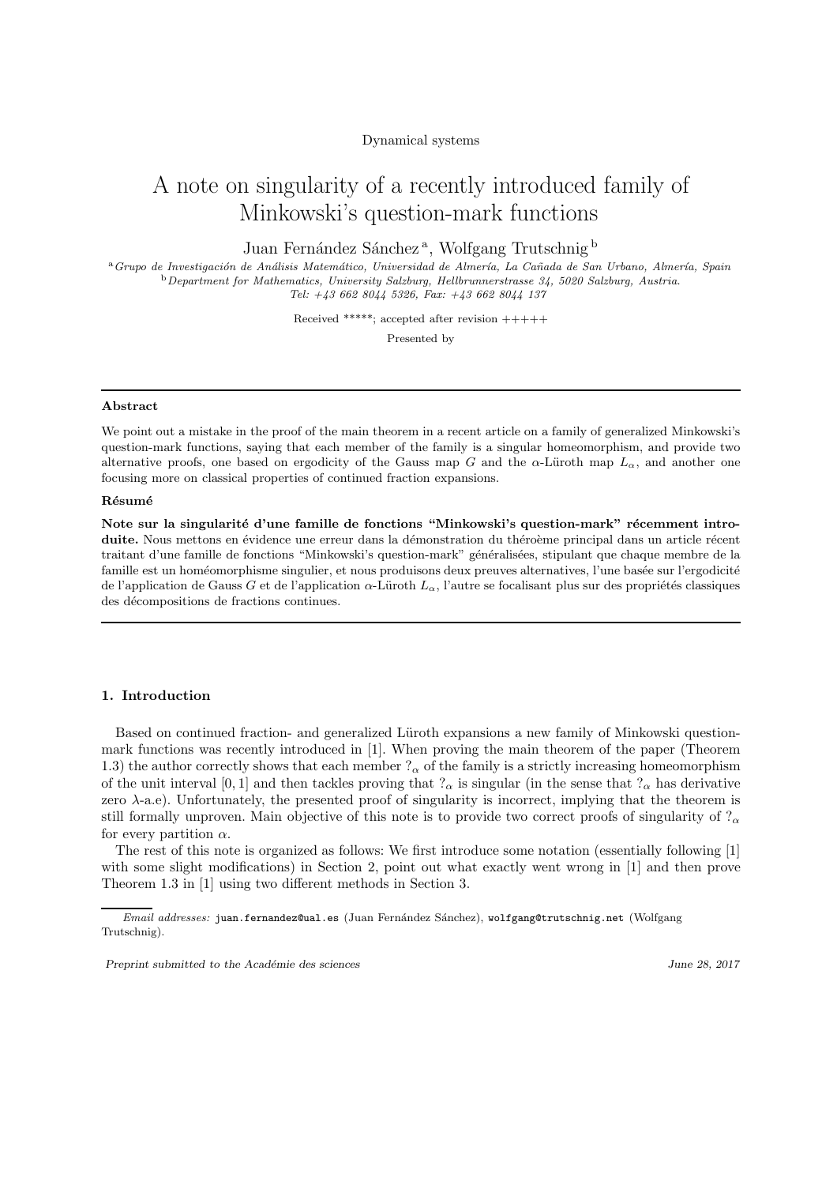Dynamical systems

# A note on singularity of a recently introduced family of Minkowski's question-mark functions

Juan Fernández Sánchez [a], Wolfgang Trutschnig [b]

[a] *Grupo de Investigación de Análisis Matemático, Universidad de Almería, La Cañada de San Urbano, Almería, Spain*
[b] *Department for Mathematics, University Salzburg, Hellbrunnerstrasse 34, 5020 Salzburg, Austria.*
*Tel: +43 662 8044 5326, Fax: +43 662 8044 137*

Received *****; accepted after revision +++++

Presented by

---

### Abstract

We point out a mistake in the proof of the main theorem in a recent article on a family of generalized Minkowski's question-mark functions, saying that each member of the family is a singular homeomorphism, and provide two alternative proofs, one based on ergodicity of the Gauss map $G$ and the $\alpha$-Lüroth map $L_\alpha$, and another one focusing more on classical properties of continued fraction expansions.

### Résumé

**Note sur la singularité d'une famille de fonctions "Minkowski's question-mark" récemment introduite.** Nous mettons en évidence une erreur dans la démonstration du théroème principal dans un article récent traitant d'une famille de fonctions "Minkowski's question-mark" généralisées, stipulant que chaque membre de la famille est un homéomorphisme singulier, et nous produisons deux preuves alternatives, l'une basée sur l'ergodicité de l'application de Gauss $G$ et de l'application $\alpha$-Lüroth $L_\alpha$, l'autre se focalisant plus sur des propriétés classiques des décompositions de fractions continues.

---

## 1. Introduction

Based on continued fraction- and generalized Lüroth expansions a new family of Minkowski question-mark functions was recently introduced in [1]. When proving the main theorem of the paper (Theorem 1.3) the author correctly shows that each member $?_\alpha$ of the family is a strictly increasing homeomorphism of the unit interval $[0,1]$ and then tackles proving that $?_\alpha$ is singular (in the sense that $?_\alpha$ has derivative zero $\lambda$-a.e). Unfortunately, the presented proof of singularity is incorrect, implying that the theorem is still formally unproven. Main objective of this note is to provide two correct proofs of singularity of $?_\alpha$ for every partition $\alpha$.

The rest of this note is organized as follows: We first introduce some notation (essentially following [1] with some slight modifications) in Section 2, point out what exactly went wrong in [1] and then prove Theorem 1.3 in [1] using two different methods in Section 3.

---

*Email addresses:* juan.fernandez@ual.es (Juan Fernández Sánchez), wolfgang@trutschnig.net (Wolfgang Trutschnig).

*Preprint submitted to the Académie des sciences* — *June 28, 2017*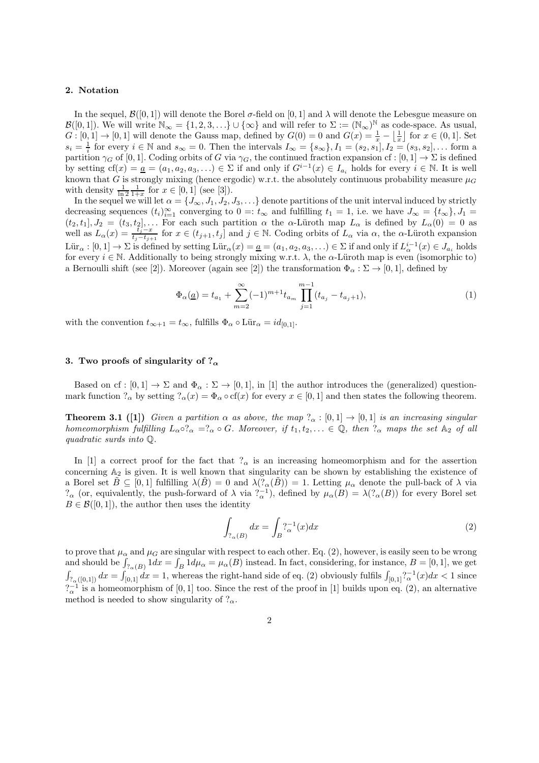## 2. Notation

In the sequel, $\mathcal{B}([0,1])$ will denote the Borel $\sigma$-field on $[0,1]$ and $\lambda$ will denote the Lebesgue measure on $\mathcal{B}([0,1])$. We will write $\mathbb{N}_\infty = \{1,2,3,\ldots\} \cup \{\infty\}$ and will refer to $\Sigma := (\mathbb{N}_\infty)^{\mathbb{N}}$ as code-space. As usual, $G : [0,1] \to [0,1]$ will denote the Gauss map, defined by $G(0) = 0$ and $G(x) = \frac{1}{x} - \left\lfloor \frac{1}{x} \right\rfloor$ for $x \in (0,1]$. Set $s_i = \frac{1}{i}$ for every $i \in \mathbb{N}$ and $s_\infty = 0$. Then the intervals $I_\infty = \{s_\infty\}, I_1 = (s_2, s_1], I_2 = (s_3, s_2], \ldots$ form a partition $\gamma_G$ of $[0,1]$. Coding orbits of $G$ via $\gamma_G$, the continued fraction expansion $\mathrm{cf} : [0,1] \to \Sigma$ is defined by setting $\mathrm{cf}(x) = \underline{a} = (a_1, a_2, a_3, \ldots) \in \Sigma$ if and only if $G^{i-1}(x) \in I_{a_i}$ holds for every $i \in \mathbb{N}$. It is well known that $G$ is strongly mixing (hence ergodic) w.r.t. the absolutely continuous probability measure $\mu_G$ with density $\frac{1}{\ln 2}\frac{1}{1+x}$ for $x \in [0,1]$ (see [3]).

In the sequel we will let $\alpha = \{J_\infty, J_1, J_2, J_3, \ldots\}$ denote partitions of the unit interval induced by strictly decreasing sequences $(t_i)_{i=1}^\infty$ converging to $0 =: t_\infty$ and fulfilling $t_1 = 1$, i.e. we have $J_\infty = \{t_\infty\}, J_1 = (t_2, t_1], J_2 = (t_3, t_2], \ldots$ For each such partition $\alpha$ the $\alpha$-Lüroth map $L_\alpha$ is defined by $L_\alpha(0) = 0$ as well as $L_\alpha(x) = \frac{t_j - x}{t_j - t_{j+1}}$ for $x \in (t_{j+1}, t_j]$ and $j \in \mathbb{N}$. Coding orbits of $L_\alpha$ via $\alpha$, the $\alpha$-Lüroth expansion $\mathrm{Lür}_\alpha : [0,1] \to \Sigma$ is defined by setting $\mathrm{Lür}_\alpha(x) = \underline{a} = (a_1, a_2, a_3, \ldots) \in \Sigma$ if and only if $L_\alpha^{i-1}(x) \in J_{a_i}$ holds for every $i \in \mathbb{N}$. Additionally to being strongly mixing w.r.t. $\lambda$, the $\alpha$-Lüroth map is even (isomorphic to) a Bernoulli shift (see [2]). Moreover (again see [2]) the transformation $\Phi_\alpha : \Sigma \to [0,1]$, defined by

$$\Phi_\alpha(\underline{a}) = t_{a_1} + \sum_{m=2}^{\infty} (-1)^{m+1} t_{a_m} \prod_{j=1}^{m-1} (t_{a_j} - t_{a_j+1}), \tag{1}$$

with the convention $t_{\infty+1} = t_\infty$, fulfills $\Phi_\alpha \circ \mathrm{Lür}_\alpha = id_{[0,1]}$.

## 3. Two proofs of singularity of $?_\alpha$

Based on $\mathrm{cf} : [0,1] \to \Sigma$ and $\Phi_\alpha : \Sigma \to [0,1]$, in [1] the author introduces the (generalized) question-mark function $?_\alpha$ by setting $?_\alpha(x) = \Phi_\alpha \circ \mathrm{cf}(x)$ for every $x \in [0,1]$ and then states the following theorem.

**Theorem 3.1 ([1])** *Given a partition $\alpha$ as above, the map $?_\alpha : [0,1] \to [0,1]$ is an increasing singular homeomorphism fulfilling $L_\alpha \circ ?_\alpha = ?_\alpha \circ G$. Moreover, if $t_1, t_2, \ldots \in \mathbb{Q}$, then $?_\alpha$ maps the set $\mathbb{A}_2$ of all quadratic surds into $\mathbb{Q}$.*

In [1] a correct proof for the fact that $?_\alpha$ is an increasing homeomorphism and for the assertion concerning $\mathbb{A}_2$ is given. It is well known that singularity can be shown by establishing the existence of a Borel set $\tilde{B} \subseteq [0,1]$ fulfilling $\lambda(\tilde{B}) = 0$ and $\lambda(?_\alpha(\tilde{B})) = 1$. Letting $\mu_\alpha$ denote the pull-back of $\lambda$ via $?_\alpha$ (or, equivalently, the push-forward of $\lambda$ via $?_\alpha^{-1}$), defined by $\mu_\alpha(B) = \lambda(?_\alpha(B))$ for every Borel set $B \in \mathcal{B}([0,1])$, the author then uses the identity

$$\int_{?_\alpha(B)} dx = \int_B ?_\alpha^{-1}(x) dx \tag{2}$$

to prove that $\mu_\alpha$ and $\mu_G$ are singular with respect to each other. Eq. (2), however, is easily seen to be wrong and should be $\int_{?_\alpha(B)} 1dx = \int_B 1d\mu_\alpha = \mu_\alpha(B)$ instead. In fact, considering, for instance, $B = [0,1]$, we get $\int_{?_\alpha([0,1])} dx = \int_{[0,1]} dx = 1$, whereas the right-hand side of eq. (2) obviously fulfils $\int_{[0,1]} ?_\alpha^{-1}(x)dx < 1$ since $?_\alpha^{-1}$ is a homeomorphism of $[0,1]$ too. Since the rest of the proof in [1] builds upon eq. (2), an alternative method is needed to show singularity of $?_\alpha$.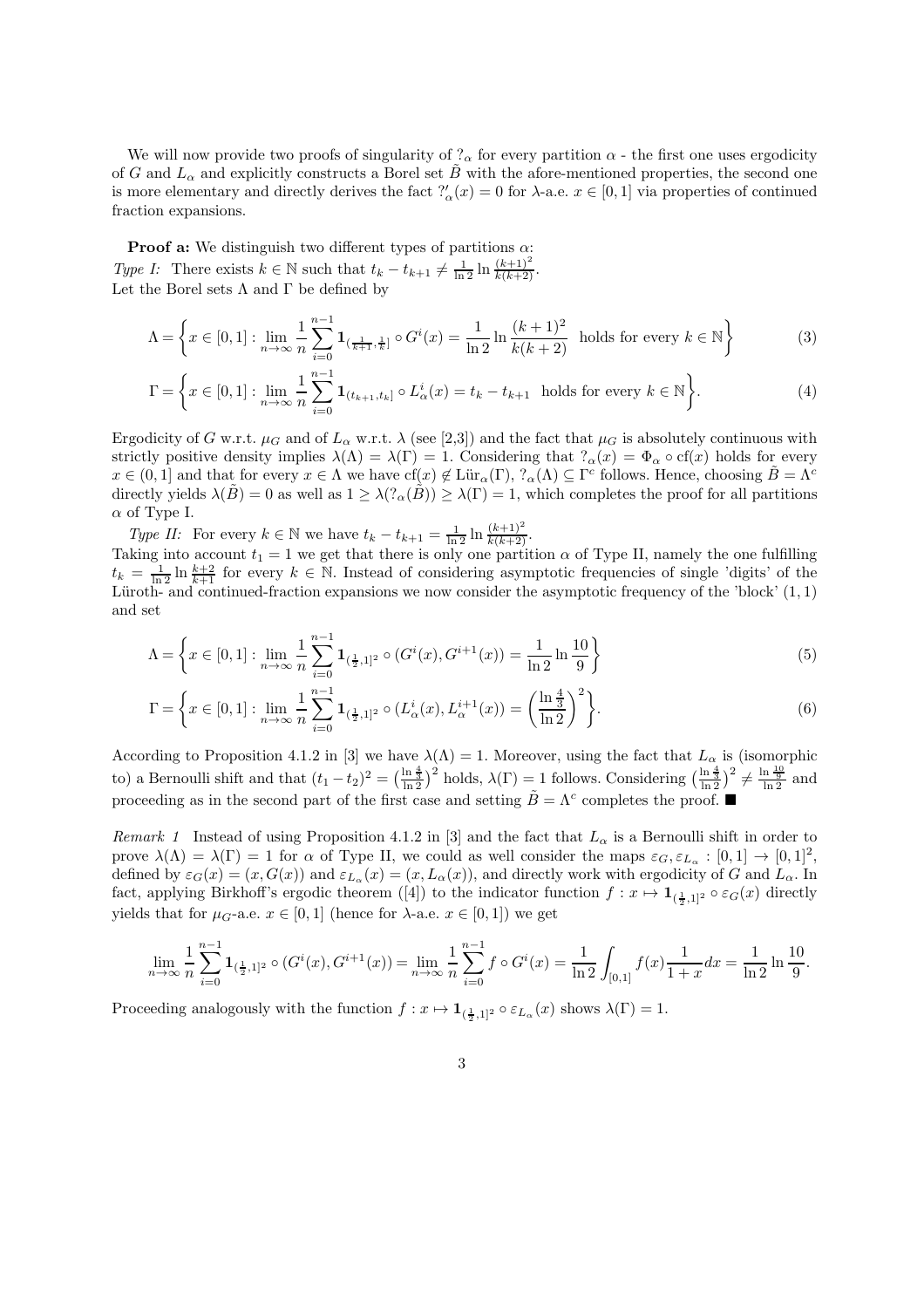We will now provide two proofs of singularity of $?_\alpha$ for every partition $\alpha$ - the first one uses ergodicity of $G$ and $L_\alpha$ and explicitly constructs a Borel set $\tilde{B}$ with the afore-mentioned properties, the second one is more elementary and directly derives the fact $?'_\alpha(x) = 0$ for $\lambda$-a.e. $x \in [0,1]$ via properties of continued fraction expansions.

**Proof a:** We distinguish two different types of partitions $\alpha$:
*Type I:* There exists $k \in \mathbb{N}$ such that $t_k - t_{k+1} \neq \frac{1}{\ln 2} \ln \frac{(k+1)^2}{k(k+2)}$.
Let the Borel sets $\Lambda$ and $\Gamma$ be defined by

$$\Lambda = \left\{ x \in [0,1] : \lim_{n\to\infty} \frac{1}{n} \sum_{i=0}^{n-1} \mathbf{1}_{(\frac{1}{k+1}, \frac{1}{k}]} \circ G^i(x) = \frac{1}{\ln 2} \ln \frac{(k+1)^2}{k(k+2)} \;\; \text{holds for every } k \in \mathbb{N} \right\} \tag{3}$$

$$\Gamma = \left\{ x \in [0,1] : \lim_{n\to\infty} \frac{1}{n} \sum_{i=0}^{n-1} \mathbf{1}_{(t_{k+1}, t_k]} \circ L_\alpha^i(x) = t_k - t_{k+1} \;\; \text{holds for every } k \in \mathbb{N} \right\}. \tag{4}$$

Ergodicity of $G$ w.r.t. $\mu_G$ and of $L_\alpha$ w.r.t. $\lambda$ (see [2,3]) and the fact that $\mu_G$ is absolutely continuous with strictly positive density implies $\lambda(\Lambda) = \lambda(\Gamma) = 1$. Considering that $?_\alpha(x) = \Phi_\alpha \circ \mathrm{cf}(x)$ holds for every $x \in (0,1]$ and that for every $x \in \Lambda$ we have $\mathrm{cf}(x) \notin \mathrm{L\ddot{u}r}_\alpha(\Gamma)$, $?_\alpha(\Lambda) \subseteq \Gamma^c$ follows. Hence, choosing $\tilde{B} = \Lambda^c$ directly yields $\lambda(\tilde{B}) = 0$ as well as $1 \geq \lambda(?_\alpha(\tilde{B})) \geq \lambda(\Gamma) = 1$, which completes the proof for all partitions $\alpha$ of Type I.

*Type II:* For every $k \in \mathbb{N}$ we have $t_k - t_{k+1} = \frac{1}{\ln 2} \ln \frac{(k+1)^2}{k(k+2)}$.
Taking into account $t_1 = 1$ we get that there is only one partition $\alpha$ of Type II, namely the one fulfilling $t_k = \frac{1}{\ln 2} \ln \frac{k+2}{k+1}$ for every $k \in \mathbb{N}$. Instead of considering asymptotic frequencies of single 'digits' of the Lüroth- and continued-fraction expansions we now consider the asymptotic frequency of the 'block' $(1,1)$ and set

$$\Lambda = \left\{ x \in [0,1] : \lim_{n\to\infty} \frac{1}{n} \sum_{i=0}^{n-1} \mathbf{1}_{(\frac{1}{2},1]^2} \circ (G^i(x), G^{i+1}(x)) = \frac{1}{\ln 2} \ln \frac{10}{9} \right\} \tag{5}$$

$$\Gamma = \left\{ x \in [0,1] : \lim_{n\to\infty} \frac{1}{n} \sum_{i=0}^{n-1} \mathbf{1}_{(\frac{1}{2},1]^2} \circ (L_\alpha^i(x), L_\alpha^{i+1}(x)) = \left( \frac{\ln \frac{4}{3}}{\ln 2} \right)^2 \right\}. \tag{6}$$

According to Proposition 4.1.2 in [3] we have $\lambda(\Lambda) = 1$. Moreover, using the fact that $L_\alpha$ is (isomorphic to) a Bernoulli shift and that $(t_1 - t_2)^2 = \left(\frac{\ln \frac{4}{3}}{\ln 2}\right)^2$ holds, $\lambda(\Gamma) = 1$ follows. Considering $\left(\frac{\ln \frac{4}{3}}{\ln 2}\right)^2 \neq \frac{\ln \frac{10}{9}}{\ln 2}$ and proceeding as in the second part of the first case and setting $\tilde{B} = \Lambda^c$ completes the proof. ■

*Remark 1* Instead of using Proposition 4.1.2 in [3] and the fact that $L_\alpha$ is a Bernoulli shift in order to prove $\lambda(\Lambda) = \lambda(\Gamma) = 1$ for $\alpha$ of Type II, we could as well consider the maps $\varepsilon_G, \varepsilon_{L_\alpha} : [0,1] \to [0,1]^2$, defined by $\varepsilon_G(x) = (x, G(x))$ and $\varepsilon_{L_\alpha}(x) = (x, L_\alpha(x))$, and directly work with ergodicity of $G$ and $L_\alpha$. In fact, applying Birkhoff's ergodic theorem ([4]) to the indicator function $f : x \mapsto \mathbf{1}_{(\frac{1}{2},1]^2} \circ \varepsilon_G(x)$ directly yields that for $\mu_G$-a.e. $x \in [0,1]$ (hence for $\lambda$-a.e. $x \in [0,1]$) we get

$$\lim_{n\to\infty} \frac{1}{n} \sum_{i=0}^{n-1} \mathbf{1}_{(\frac{1}{2},1]^2} \circ (G^i(x), G^{i+1}(x)) = \lim_{n\to\infty} \frac{1}{n} \sum_{i=0}^{n-1} f \circ G^i(x) = \frac{1}{\ln 2} \int_{[0,1]} f(x) \frac{1}{1+x} dx = \frac{1}{\ln 2} \ln \frac{10}{9}.$$

Proceeding analogously with the function $f : x \mapsto \mathbf{1}_{(\frac{1}{2},1]^2} \circ \varepsilon_{L_\alpha}(x)$ shows $\lambda(\Gamma) = 1$.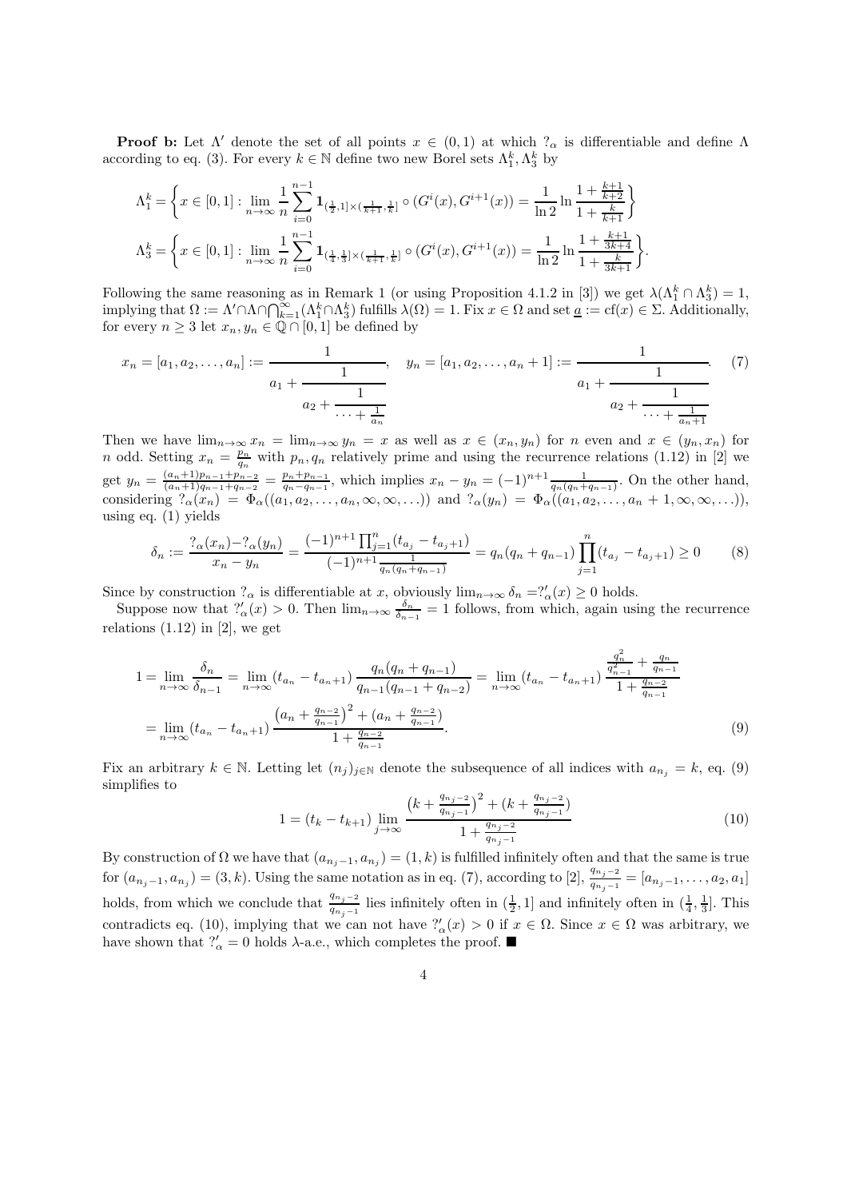**Proof b:** Let $\Lambda'$ denote the set of all points $x \in (0,1)$ at which $?_\alpha$ is differentiable and define $\Lambda$ according to eq. (3). For every $k \in \mathbb{N}$ define two new Borel sets $\Lambda_1^k, \Lambda_3^k$ by

$$\Lambda_1^k = \left\{ x \in [0,1] : \lim_{n\to\infty} \frac{1}{n} \sum_{i=0}^{n-1} \mathbf{1}_{(\frac{1}{2},1]\times(\frac{1}{k+1},\frac{1}{k}]} \circ (G^i(x), G^{i+1}(x)) = \frac{1}{\ln 2} \ln \frac{1+\frac{k+1}{k+2}}{1+\frac{k}{k+1}} \right\}$$

$$\Lambda_3^k = \left\{ x \in [0,1] : \lim_{n\to\infty} \frac{1}{n} \sum_{i=0}^{n-1} \mathbf{1}_{(\frac{1}{4},\frac{1}{3}]\times(\frac{1}{k+1},\frac{1}{k}]} \circ (G^i(x), G^{i+1}(x)) = \frac{1}{\ln 2} \ln \frac{1+\frac{k+1}{3k+4}}{1+\frac{k}{3k+1}} \right\}.$$

Following the same reasoning as in Remark 1 (or using Proposition 4.1.2 in [3]) we get $\lambda(\Lambda_1^k \cap \Lambda_3^k) = 1$, implying that $\Omega := \Lambda' \cap \Lambda \cap \bigcap_{k=1}^\infty (\Lambda_1^k \cap \Lambda_3^k)$ fulfills $\lambda(\Omega) = 1$. Fix $x \in \Omega$ and set $\underline{a} := \mathrm{cf}(x) \in \Sigma$. Additionally, for every $n \geq 3$ let $x_n, y_n \in \mathbb{Q} \cap [0,1]$ be defined by

$$x_n = [a_1, a_2, \ldots, a_n] := \cfrac{1}{a_1 + \cfrac{1}{a_2 + \cfrac{1}{\cdots + \frac{1}{a_n}}}}, \quad y_n = [a_1, a_2, \ldots, a_n + 1] := \cfrac{1}{a_1 + \cfrac{1}{a_2 + \cfrac{1}{\cdots + \frac{1}{a_n+1}}}}. \tag{7}$$

Then we have $\lim_{n\to\infty} x_n = \lim_{n\to\infty} y_n = x$ as well as $x \in (x_n, y_n)$ for $n$ even and $x \in (y_n, x_n)$ for $n$ odd. Setting $x_n = \frac{p_n}{q_n}$ with $p_n, q_n$ relatively prime and using the recurrence relations (1.12) in [2] we get $y_n = \frac{(a_n+1)p_{n-1}+p_{n-2}}{(a_n+1)q_{n-1}+q_{n-2}} = \frac{p_n+p_{n-1}}{q_n-q_{n-1}}$, which implies $x_n - y_n = (-1)^{n+1} \frac{1}{q_n(q_n+q_{n-1})}$. On the other hand, considering $?_\alpha(x_n) = \Phi_\alpha((a_1, a_2, \ldots, a_n, \infty, \infty, \ldots))$ and $?_\alpha(y_n) = \Phi_\alpha((a_1, a_2, \ldots, a_n + 1, \infty, \infty, \ldots))$, using eq. (1) yields

$$\delta_n := \frac{?_\alpha(x_n) - ?_\alpha(y_n)}{x_n - y_n} = \frac{(-1)^{n+1} \prod_{j=1}^n (t_{a_j} - t_{a_j+1})}{(-1)^{n+1} \frac{1}{q_n(q_n+q_{n-1})}} = q_n(q_n + q_{n-1}) \prod_{j=1}^n (t_{a_j} - t_{a_j+1}) \geq 0 \tag{8}$$

Since by construction $?_\alpha$ is differentiable at $x$, obviously $\lim_{n\to\infty} \delta_n = ?'_\alpha(x) \geq 0$ holds.

Suppose now that $?'_\alpha(x) > 0$. Then $\lim_{n\to\infty} \frac{\delta_n}{\delta_{n-1}} = 1$ follows, from which, again using the recurrence relations (1.12) in [2], we get

$$\begin{aligned}
1 = \lim_{n\to\infty} \frac{\delta_n}{\delta_{n-1}} &= \lim_{n\to\infty} (t_{a_n} - t_{a_n+1}) \frac{q_n(q_n + q_{n-1})}{q_{n-1}(q_{n-1} + q_{n-2})} = \lim_{n\to\infty} (t_{a_n} - t_{a_n+1}) \frac{\frac{q_n^2}{q_{n-1}^2} + \frac{q_n}{q_{n-1}}}{1 + \frac{q_{n-2}}{q_{n-1}}} \\
&= \lim_{n\to\infty} (t_{a_n} - t_{a_n+1}) \frac{\left(a_n + \frac{q_{n-2}}{q_{n-1}}\right)^2 + \left(a_n + \frac{q_{n-2}}{q_{n-1}}\right)}{1 + \frac{q_{n-2}}{q_{n-1}}}.
\end{aligned} \tag{9}$$

Fix an arbitrary $k \in \mathbb{N}$. Letting let $(n_j)_{j\in\mathbb{N}}$ denote the subsequence of all indices with $a_{n_j} = k$, eq. (9) simplifies to

$$1 = (t_k - t_{k+1}) \lim_{j\to\infty} \frac{\left(k + \frac{q_{n_j-2}}{q_{n_j-1}}\right)^2 + \left(k + \frac{q_{n_j-2}}{q_{n_j-1}}\right)}{1 + \frac{q_{n_j-2}}{q_{n_j-1}}} \tag{10}$$

By construction of $\Omega$ we have that $(a_{n_j-1}, a_{n_j}) = (1, k)$ is fulfilled infinitely often and that the same is true for $(a_{n_j-1}, a_{n_j}) = (3, k)$. Using the same notation as in eq. (7), according to [2], $\frac{q_{n_j-2}}{q_{n_j-1}} = [a_{n_j-1}, \ldots, a_2, a_1]$ holds, from which we conclude that $\frac{q_{n_j-2}}{q_{n_j-1}}$ lies infinitely often in $(\frac{1}{2}, 1]$ and infinitely often in $(\frac{1}{4}, \frac{1}{3}]$. This contradicts eq. (10), implying that we can not have $?'_\alpha(x) > 0$ if $x \in \Omega$. Since $x \in \Omega$ was arbitrary, we have shown that $?'_\alpha = 0$ holds $\lambda$-a.e., which completes the proof. ■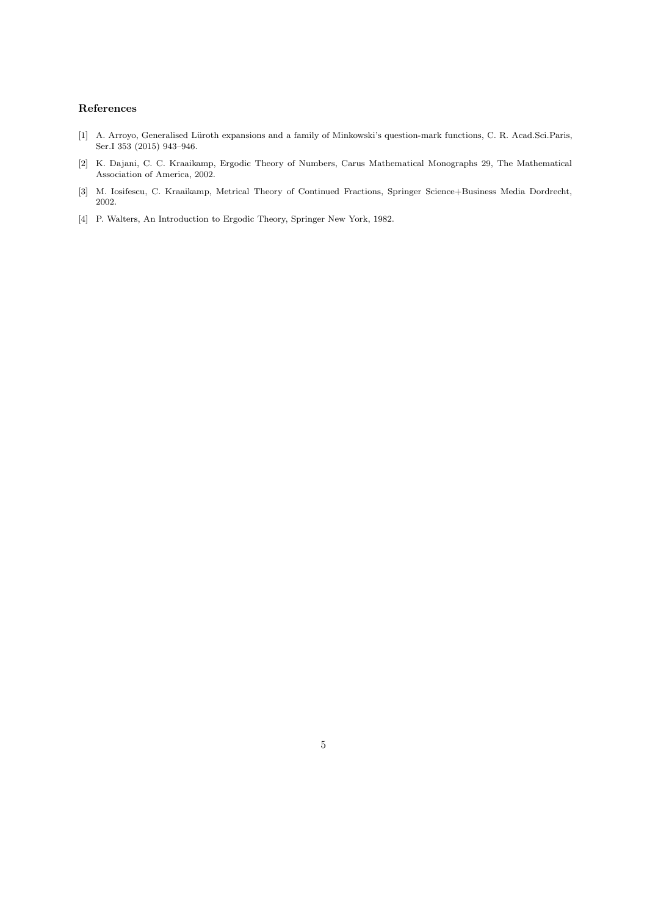## References

[1] A. Arroyo, Generalised Lüroth expansions and a family of Minkowski's question-mark functions, C. R. Acad.Sci.Paris, Ser.I 353 (2015) 943–946.

[2] K. Dajani, C. C. Kraaikamp, Ergodic Theory of Numbers, Carus Mathematical Monographs 29, The Mathematical Association of America, 2002.

[3] M. Iosifescu, C. Kraaikamp, Metrical Theory of Continued Fractions, Springer Science+Business Media Dordrecht, 2002.

[4] P. Walters, An Introduction to Ergodic Theory, Springer New York, 1982.